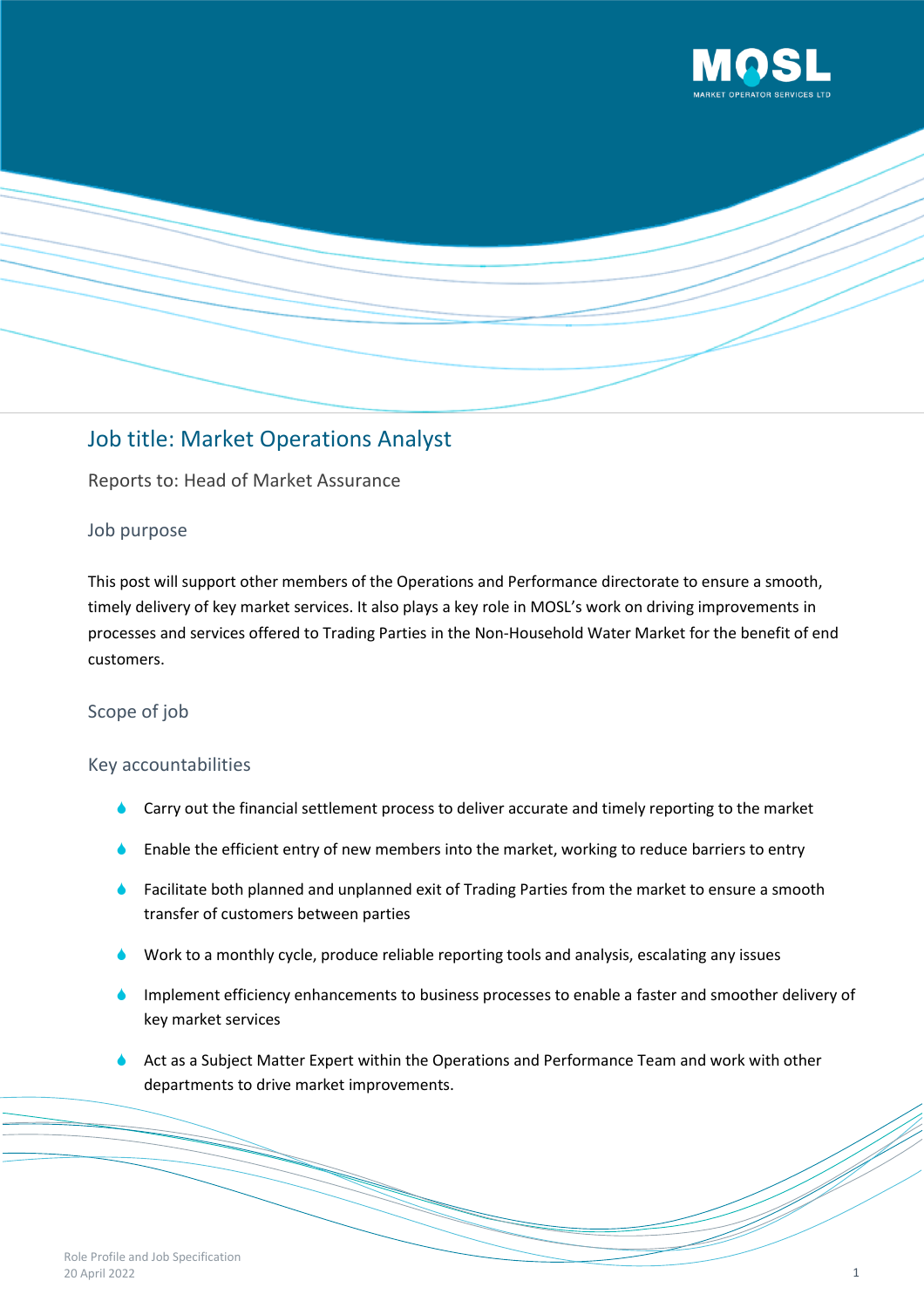# Job title: Market Operations Analyst

Reports to: Head of Market Assurance

## Job purpose

This post will support other members of the Operations and Performance directorate to ensure a smooth, timely delivery of key market services. It also plays a key role in MOSL's work on driving improvements in processes and services offered to Trading Parties in the Non-Household Water Market for the benefit of end customers.

## Scope of job

## Key accountabilities

- Carry out the financial settlement process to deliver accurate and timely reporting to the market
- Enable the efficient entry of new members into the market, working to reduce barriers to entry
- Facilitate both planned and unplanned exit of Trading Parties from the market to ensure a smooth transfer of customers between parties
- Work to a monthly cycle, produce reliable reporting tools and analysis, escalating any issues
- Implement efficiency enhancements to business processes to enable a faster and smoother delivery of key market services
- Act as a Subject Matter Expert within the Operations and Performance Team and work with other departments to drive market improvements.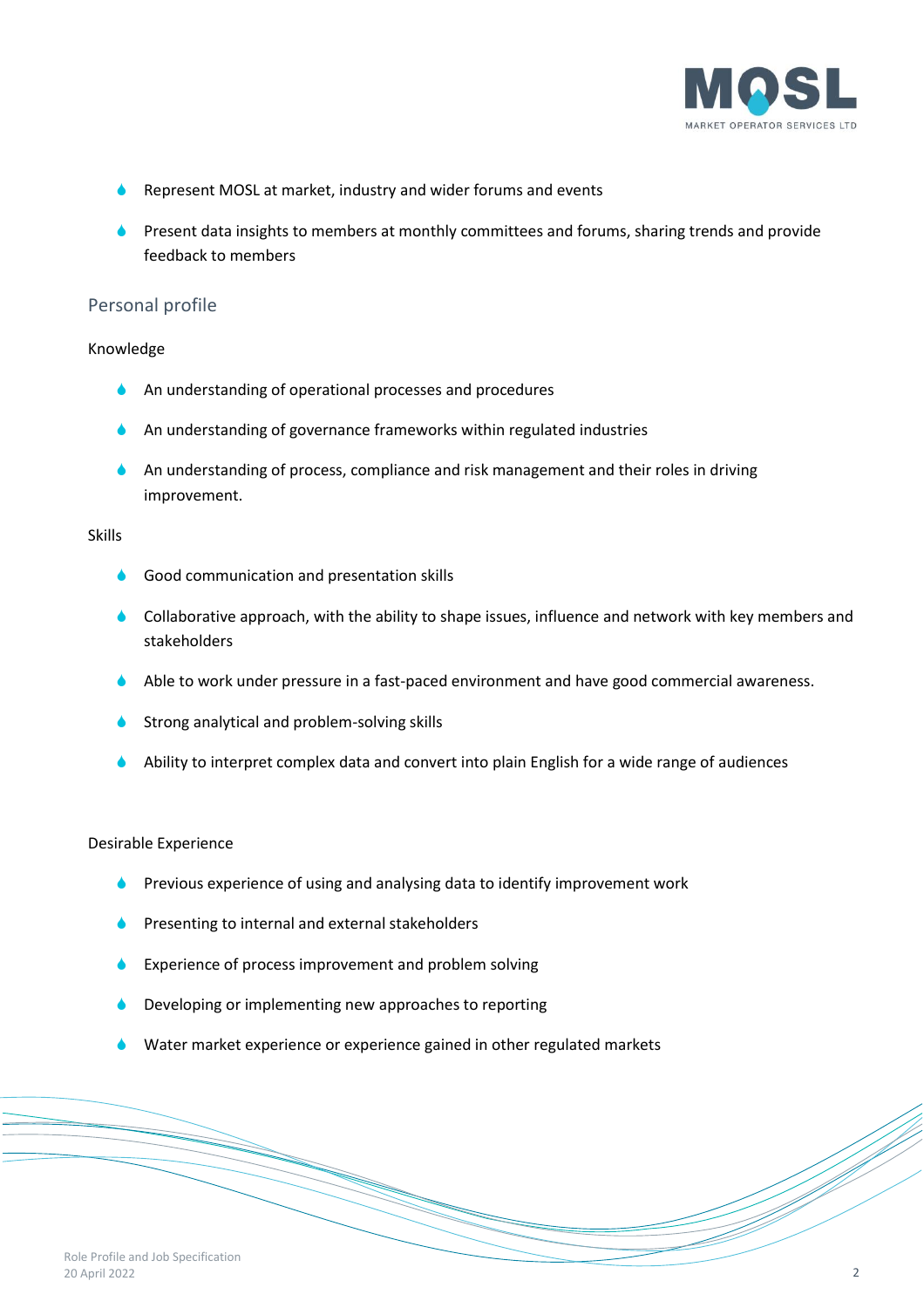- Represent MOSL at market, industry and wider forums and events
- Present data insights to members at monthly committees and forums, sharing trends and provide feedback to members

## Personal profile

Knowledge

- An understanding of operational processes and procedures
- An understanding of governance frameworks within regulated industries
- An understanding of process, compliance and risk management and their roles in driving improvement.

Skills

- Good communication and presentation skills
- Collaborative approach, with the ability to shape issues, influence and network with key members and stakeholders
- Able to work under pressure in a fast-paced environment and have good commercial awareness.
- Strong analytical and problem-solving skills
- Ability to interpret complex data and convert into plain English for a wide range of audiences

Desirable Experience

- Previous experience of using and analysing data to identify improvement work
- Presenting to internal and external stakeholders
- Experience of process improvement and problem solving
- Developing or implementing new approaches to reporting
- Water market experience or experience gained in other regulated markets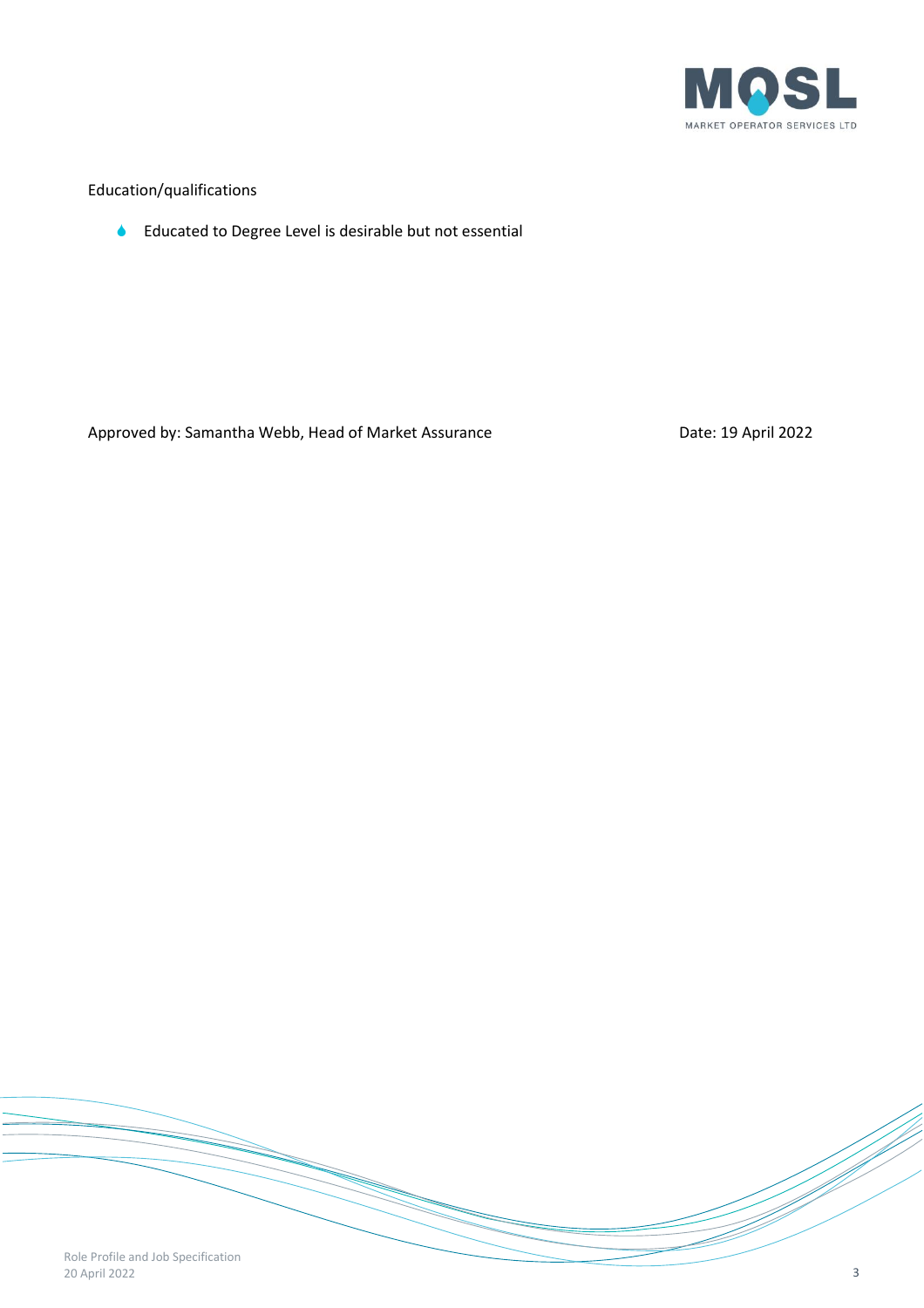Education/qualifications

- Educated to Degree Level is desirable but not essential

Approved by: Samantha Webb, Head of Market Assurance

Date: 19 April 2022